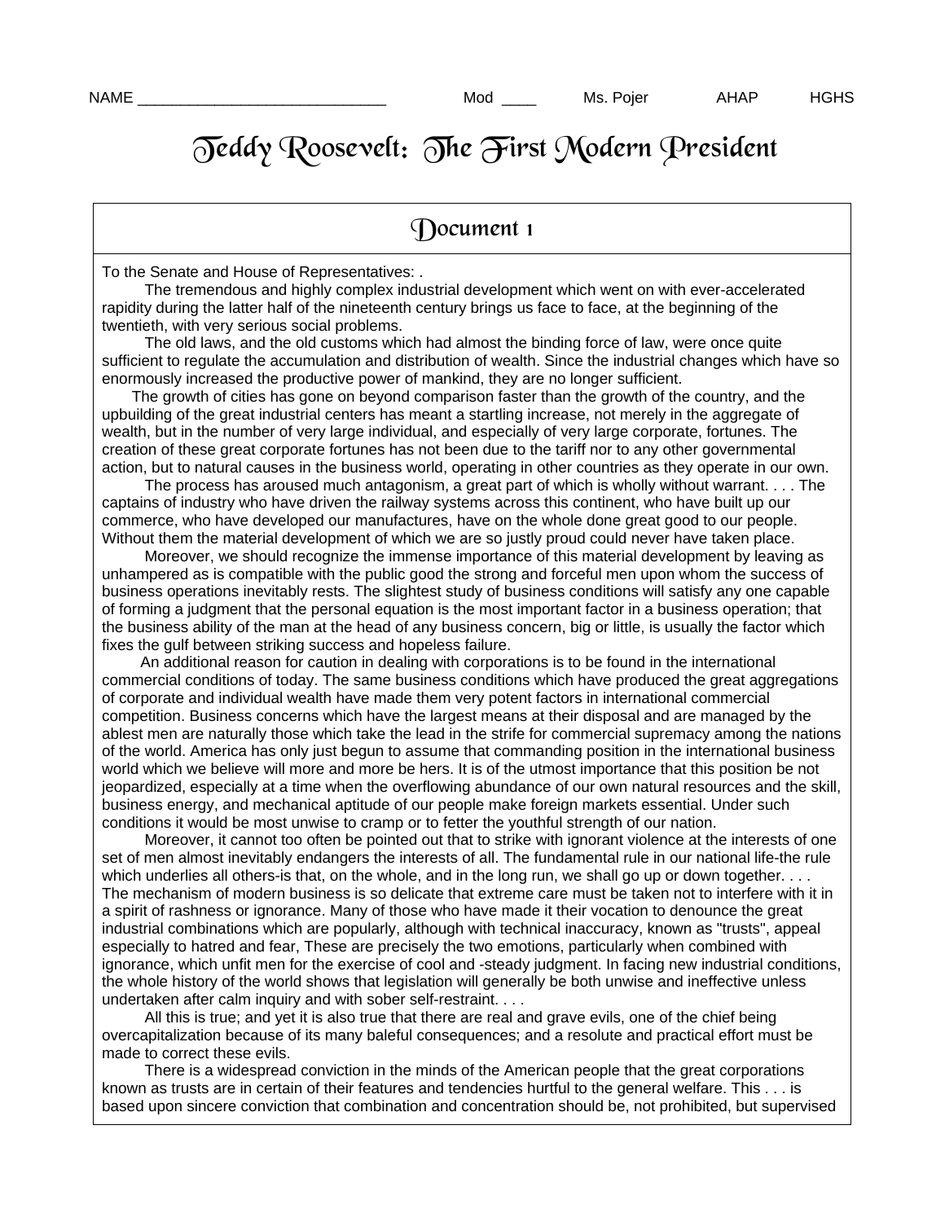NAME _____________________________ Mod ____ Ms. Pojer AHAP HGHS

# Teddy Roosevelt: The First Modern President

## Document 1

To the Senate and House of Representatives: .

The tremendous and highly complex industrial development which went on with ever-accelerated rapidity during the latter half of the nineteenth century brings us face to face, at the beginning of the twentieth, with very serious social problems.

The old laws, and the old customs which had almost the binding force of law, were once quite sufficient to regulate the accumulation and distribution of wealth. Since the industrial changes which have so enormously increased the productive power of mankind, they are no longer sufficient.

The growth of cities has gone on beyond comparison faster than the growth of the country, and the upbuilding of the great industrial centers has meant a startling increase, not merely in the aggregate of wealth, but in the number of very large individual, and especially of very large corporate, fortunes. The creation of these great corporate fortunes has not been due to the tariff nor to any other governmental action, but to natural causes in the business world, operating in other countries as they operate in our own.

The process has aroused much antagonism, a great part of which is wholly without warrant. . . . The captains of industry who have driven the railway systems across this continent, who have built up our commerce, who have developed our manufactures, have on the whole done great good to our people. Without them the material development of which we are so justly proud could never have taken place.

Moreover, we should recognize the immense importance of this material development by leaving as unhampered as is compatible with the public good the strong and forceful men upon whom the success of business operations inevitably rests. The slightest study of business conditions will satisfy any one capable of forming a judgment that the personal equation is the most important factor in a business operation; that the business ability of the man at the head of any business concern, big or little, is usually the factor which fixes the gulf between striking success and hopeless failure.

An additional reason for caution in dealing with corporations is to be found in the international commercial conditions of today. The same business conditions which have produced the great aggregations of corporate and individual wealth have made them very potent factors in international commercial competition. Business concerns which have the largest means at their disposal and are managed by the ablest men are naturally those which take the lead in the strife for commercial supremacy among the nations of the world. America has only just begun to assume that commanding position in the international business world which we believe will more and more be hers. It is of the utmost importance that this position be not jeopardized, especially at a time when the overflowing abundance of our own natural resources and the skill, business energy, and mechanical aptitude of our people make foreign markets essential. Under such conditions it would be most unwise to cramp or to fetter the youthful strength of our nation.

Moreover, it cannot too often be pointed out that to strike with ignorant violence at the interests of one set of men almost inevitably endangers the interests of all. The fundamental rule in our national life-the rule which underlies all others-is that, on the whole, and in the long run, we shall go up or down together. . . . The mechanism of modern business is so delicate that extreme care must be taken not to interfere with it in a spirit of rashness or ignorance. Many of those who have made it their vocation to denounce the great industrial combinations which are popularly, although with technical inaccuracy, known as "trusts", appeal especially to hatred and fear, These are precisely the two emotions, particularly when combined with ignorance, which unfit men for the exercise of cool and -steady judgment. In facing new industrial conditions, the whole history of the world shows that legislation will generally be both unwise and ineffective unless undertaken after calm inquiry and with sober self-restraint. . . .

All this is true; and yet it is also true that there are real and grave evils, one of the chief being overcapitalization because of its many baleful consequences; and a resolute and practical effort must be made to correct these evils.

There is a widespread conviction in the minds of the American people that the great corporations known as trusts are in certain of their features and tendencies hurtful to the general welfare. This . . . is based upon sincere conviction that combination and concentration should be, not prohibited, but supervised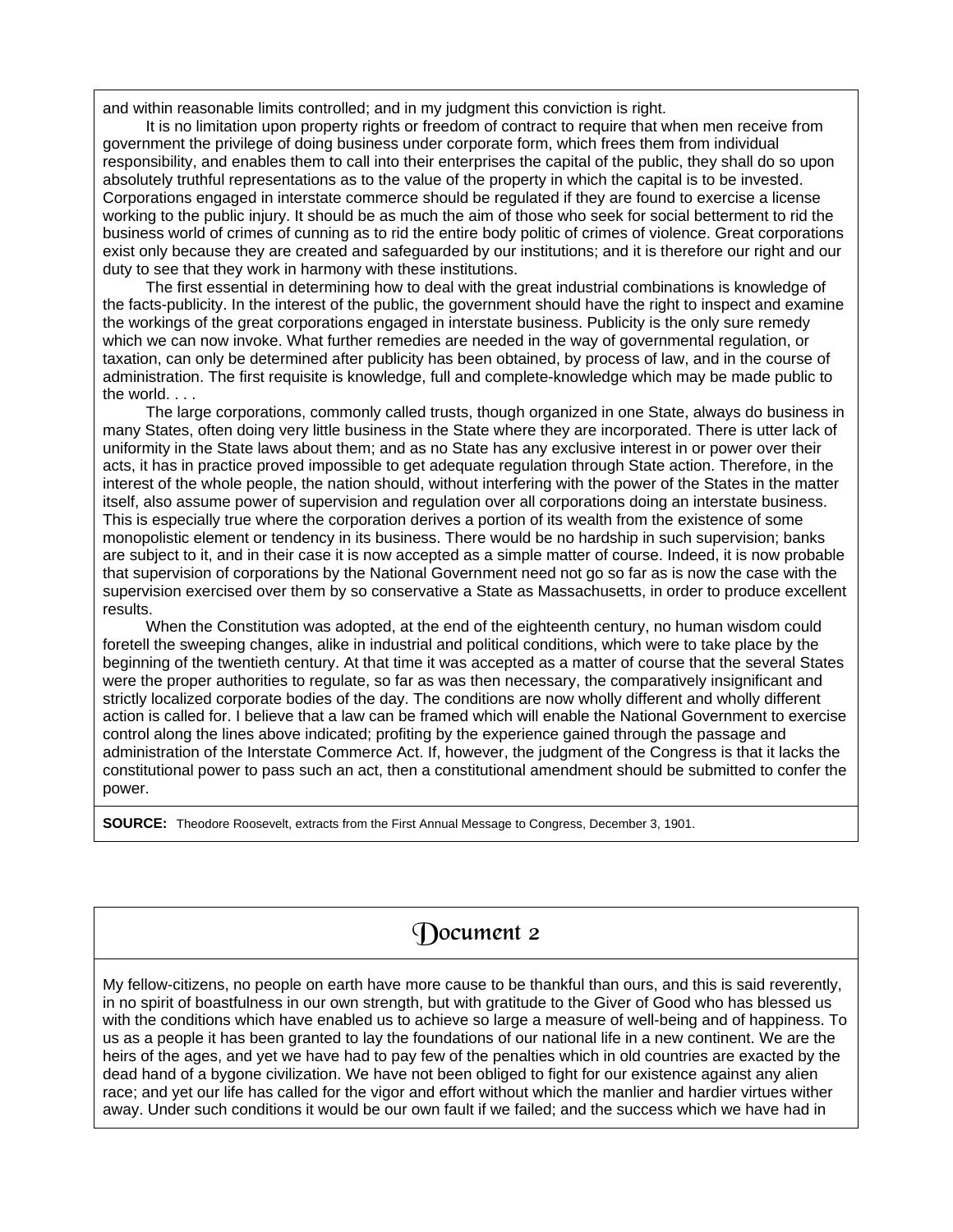and within reasonable limits controlled; and in my judgment this conviction is right.

It is no limitation upon property rights or freedom of contract to require that when men receive from government the privilege of doing business under corporate form, which frees them from individual responsibility, and enables them to call into their enterprises the capital of the public, they shall do so upon absolutely truthful representations as to the value of the property in which the capital is to be invested. Corporations engaged in interstate commerce should be regulated if they are found to exercise a license working to the public injury. It should be as much the aim of those who seek for social betterment to rid the business world of crimes of cunning as to rid the entire body politic of crimes of violence. Great corporations exist only because they are created and safeguarded by our institutions; and it is therefore our right and our duty to see that they work in harmony with these institutions.

The first essential in determining how to deal with the great industrial combinations is knowledge of the facts-publicity. In the interest of the public, the government should have the right to inspect and examine the workings of the great corporations engaged in interstate business. Publicity is the only sure remedy which we can now invoke. What further remedies are needed in the way of governmental regulation, or taxation, can only be determined after publicity has been obtained, by process of law, and in the course of administration. The first requisite is knowledge, full and complete-knowledge which may be made public to the world. . . .

The large corporations, commonly called trusts, though organized in one State, always do business in many States, often doing very little business in the State where they are incorporated. There is utter lack of uniformity in the State laws about them; and as no State has any exclusive interest in or power over their acts, it has in practice proved impossible to get adequate regulation through State action. Therefore, in the interest of the whole people, the nation should, without interfering with the power of the States in the matter itself, also assume power of supervision and regulation over all corporations doing an interstate business. This is especially true where the corporation derives a portion of its wealth from the existence of some monopolistic element or tendency in its business. There would be no hardship in such supervision; banks are subject to it, and in their case it is now accepted as a simple matter of course. Indeed, it is now probable that supervision of corporations by the National Government need not go so far as is now the case with the supervision exercised over them by so conservative a State as Massachusetts, in order to produce excellent results.

When the Constitution was adopted, at the end of the eighteenth century, no human wisdom could foretell the sweeping changes, alike in industrial and political conditions, which were to take place by the beginning of the twentieth century. At that time it was accepted as a matter of course that the several States were the proper authorities to regulate, so far as was then necessary, the comparatively insignificant and strictly localized corporate bodies of the day. The conditions are now wholly different and wholly different action is called for. I believe that a law can be framed which will enable the National Government to exercise control along the lines above indicated; profiting by the experience gained through the passage and administration of the Interstate Commerce Act. If, however, the judgment of the Congress is that it lacks the constitutional power to pass such an act, then a constitutional amendment should be submitted to confer the power.

**SOURCE:** Theodore Roosevelt, extracts from the First Annual Message to Congress, December 3, 1901.

## Document 2

My fellow-citizens, no people on earth have more cause to be thankful than ours, and this is said reverently, in no spirit of boastfulness in our own strength, but with gratitude to the Giver of Good who has blessed us with the conditions which have enabled us to achieve so large a measure of well-being and of happiness. To us as a people it has been granted to lay the foundations of our national life in a new continent. We are the heirs of the ages, and yet we have had to pay few of the penalties which in old countries are exacted by the dead hand of a bygone civilization. We have not been obliged to fight for our existence against any alien race; and yet our life has called for the vigor and effort without which the manlier and hardier virtues wither away. Under such conditions it would be our own fault if we failed; and the success which we have had in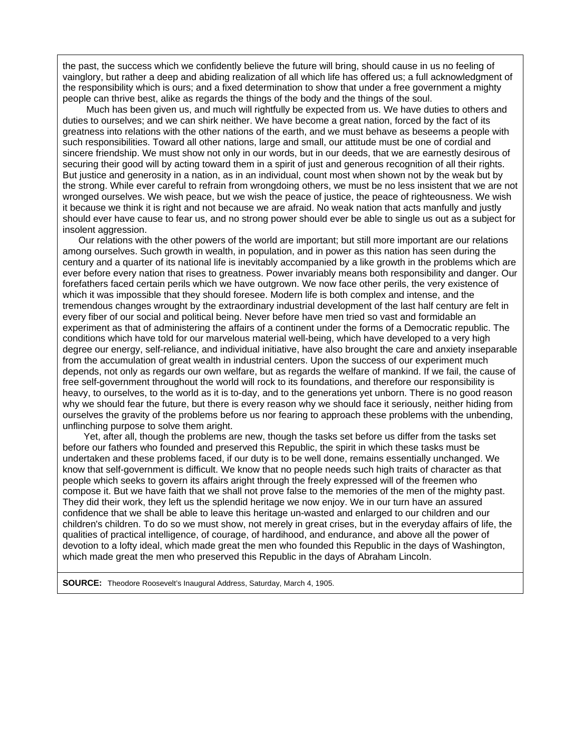the past, the success which we confidently believe the future will bring, should cause in us no feeling of vainglory, but rather a deep and abiding realization of all which life has offered us; a full acknowledgment of the responsibility which is ours; and a fixed determination to show that under a free government a mighty people can thrive best, alike as regards the things of the body and the things of the soul.

Much has been given us, and much will rightfully be expected from us. We have duties to others and duties to ourselves; and we can shirk neither. We have become a great nation, forced by the fact of its greatness into relations with the other nations of the earth, and we must behave as beseems a people with such responsibilities. Toward all other nations, large and small, our attitude must be one of cordial and sincere friendship. We must show not only in our words, but in our deeds, that we are earnestly desirous of securing their good will by acting toward them in a spirit of just and generous recognition of all their rights. But justice and generosity in a nation, as in an individual, count most when shown not by the weak but by the strong. While ever careful to refrain from wrongdoing others, we must be no less insistent that we are not wronged ourselves. We wish peace, but we wish the peace of justice, the peace of righteousness. We wish it because we think it is right and not because we are afraid. No weak nation that acts manfully and justly should ever have cause to fear us, and no strong power should ever be able to single us out as a subject for insolent aggression.

Our relations with the other powers of the world are important; but still more important are our relations among ourselves. Such growth in wealth, in population, and in power as this nation has seen during the century and a quarter of its national life is inevitably accompanied by a like growth in the problems which are ever before every nation that rises to greatness. Power invariably means both responsibility and danger. Our forefathers faced certain perils which we have outgrown. We now face other perils, the very existence of which it was impossible that they should foresee. Modern life is both complex and intense, and the tremendous changes wrought by the extraordinary industrial development of the last half century are felt in every fiber of our social and political being. Never before have men tried so vast and formidable an experiment as that of administering the affairs of a continent under the forms of a Democratic republic. The conditions which have told for our marvelous material well-being, which have developed to a very high degree our energy, self-reliance, and individual initiative, have also brought the care and anxiety inseparable from the accumulation of great wealth in industrial centers. Upon the success of our experiment much depends, not only as regards our own welfare, but as regards the welfare of mankind. If we fail, the cause of free self-government throughout the world will rock to its foundations, and therefore our responsibility is heavy, to ourselves, to the world as it is to-day, and to the generations yet unborn. There is no good reason why we should fear the future, but there is every reason why we should face it seriously, neither hiding from ourselves the gravity of the problems before us nor fearing to approach these problems with the unbending, unflinching purpose to solve them aright.

Yet, after all, though the problems are new, though the tasks set before us differ from the tasks set before our fathers who founded and preserved this Republic, the spirit in which these tasks must be undertaken and these problems faced, if our duty is to be well done, remains essentially unchanged. We know that self-government is difficult. We know that no people needs such high traits of character as that people which seeks to govern its affairs aright through the freely expressed will of the freemen who compose it. But we have faith that we shall not prove false to the memories of the men of the mighty past. They did their work, they left us the splendid heritage we now enjoy. We in our turn have an assured confidence that we shall be able to leave this heritage un-wasted and enlarged to our children and our children's children. To do so we must show, not merely in great crises, but in the everyday affairs of life, the qualities of practical intelligence, of courage, of hardihood, and endurance, and above all the power of devotion to a lofty ideal, which made great the men who founded this Republic in the days of Washington, which made great the men who preserved this Republic in the days of Abraham Lincoln.

**SOURCE:** Theodore Roosevelt's Inaugural Address, Saturday, March 4, 1905.